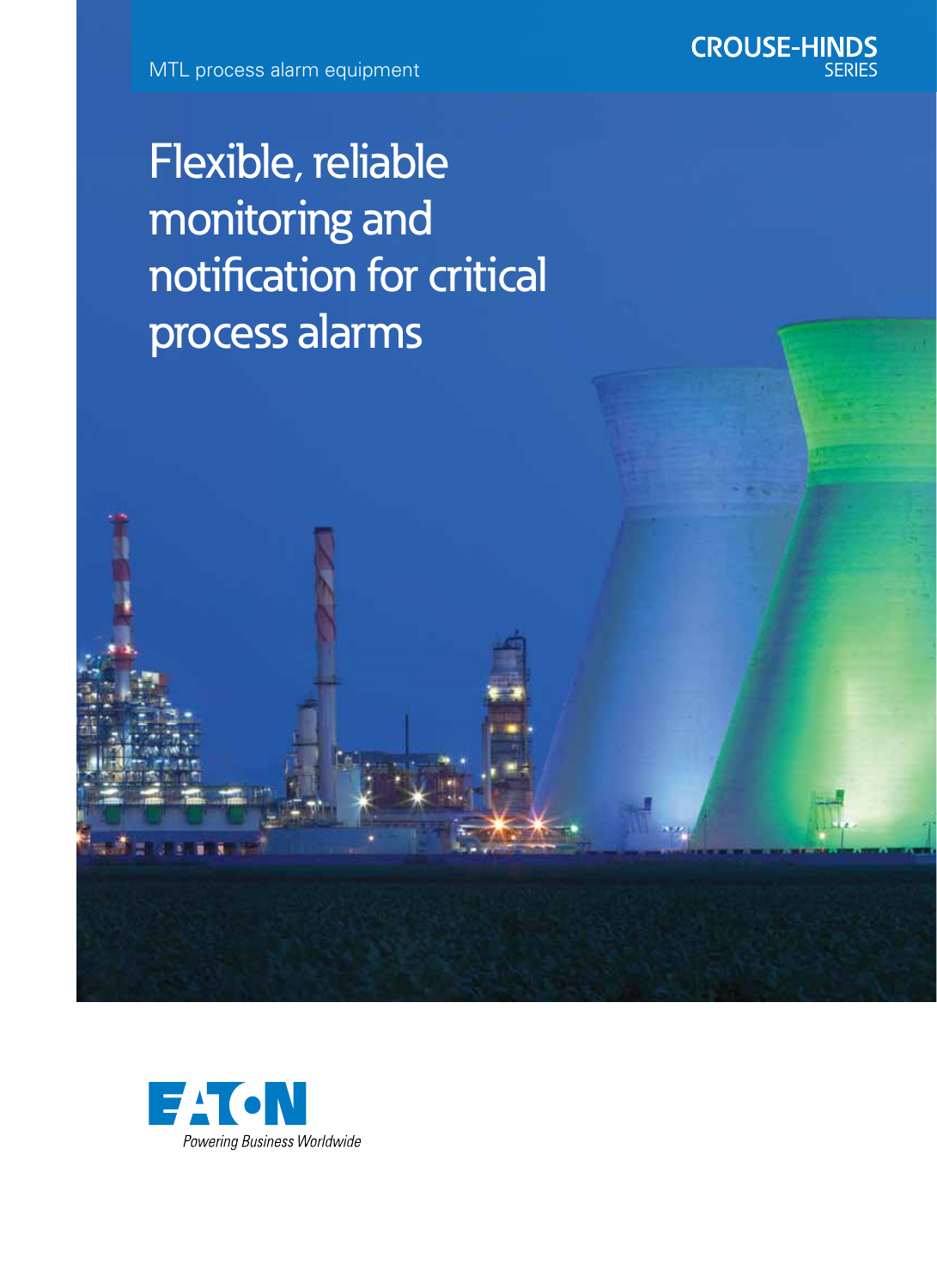MTL process alarm equipment

CROUSE-HINDS SERIES

# Flexible, reliable monitoring and notification for critical process alarms

EATON

*Powering Business Worldwide*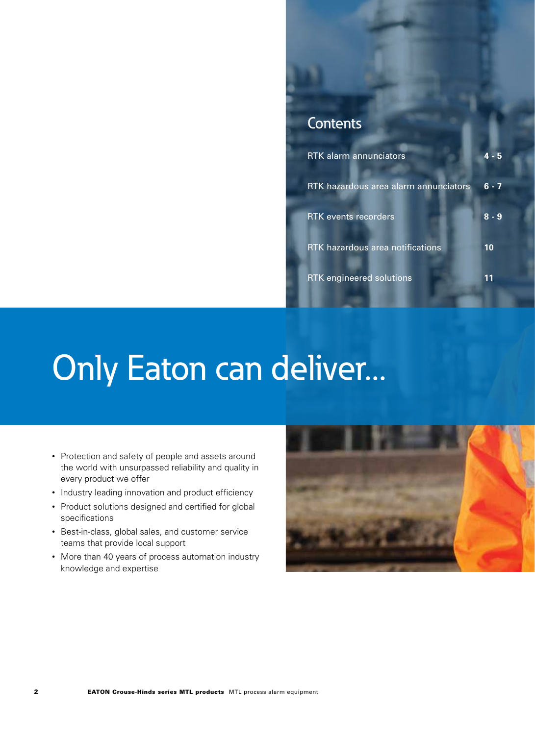## Contents

| | |
|---|---|
| RTK alarm annunciators | 4 - 5 |
| RTK hazardous area alarm annunciators | 6 - 7 |
| RTK events recorders | 8 - 9 |
| RTK hazardous area notifications | 10 |
| RTK engineered solutions | 11 |

# Only Eaton can deliver...

- Protection and safety of people and assets around the world with unsurpassed reliability and quality in every product we offer
- Industry leading innovation and product efficiency
- Product solutions designed and certified for global specifications
- Best-in-class, global sales, and customer service teams that provide local support
- More than 40 years of process automation industry knowledge and expertise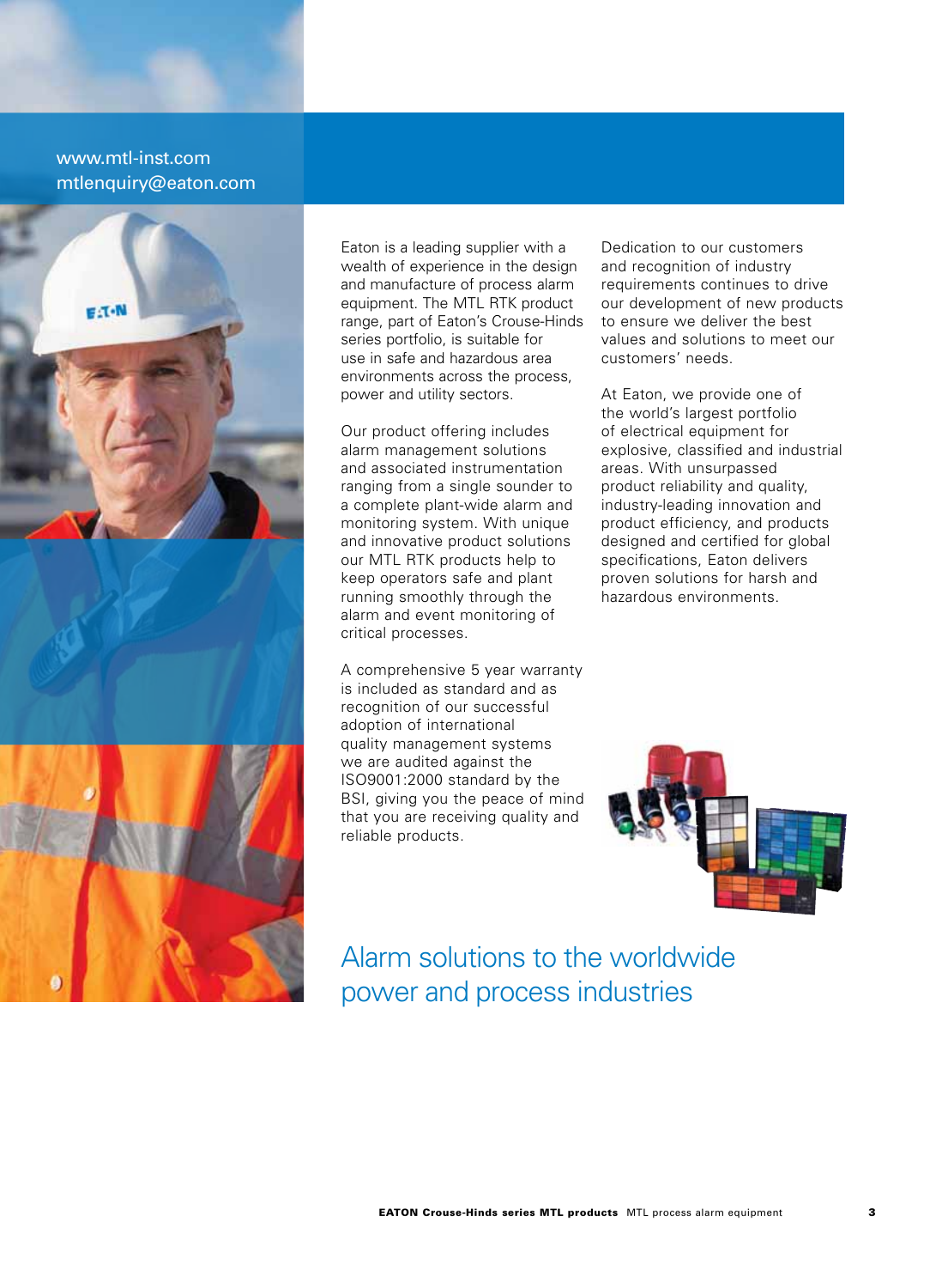www.mtl-inst.com
mtlenquiry@eaton.com

Eaton is a leading supplier with a wealth of experience in the design and manufacture of process alarm equipment. The MTL RTK product range, part of Eaton's Crouse-Hinds series portfolio, is suitable for use in safe and hazardous area environments across the process, power and utility sectors.

Our product offering includes alarm management solutions and associated instrumentation ranging from a single sounder to a complete plant-wide alarm and monitoring system. With unique and innovative product solutions our MTL RTK products help to keep operators safe and plant running smoothly through the alarm and event monitoring of critical processes.

A comprehensive 5 year warranty is included as standard and as recognition of our successful adoption of international quality management systems we are audited against the ISO9001:2000 standard by the BSI, giving you the peace of mind that you are receiving quality and reliable products.

Dedication to our customers and recognition of industry requirements continues to drive our development of new products to ensure we deliver the best values and solutions to meet our customers' needs.

At Eaton, we provide one of the world's largest portfolio of electrical equipment for explosive, classified and industrial areas. With unsurpassed product reliability and quality, industry-leading innovation and product efficiency, and products designed and certified for global specifications, Eaton delivers proven solutions for harsh and hazardous environments.

## Alarm solutions to the worldwide power and process industries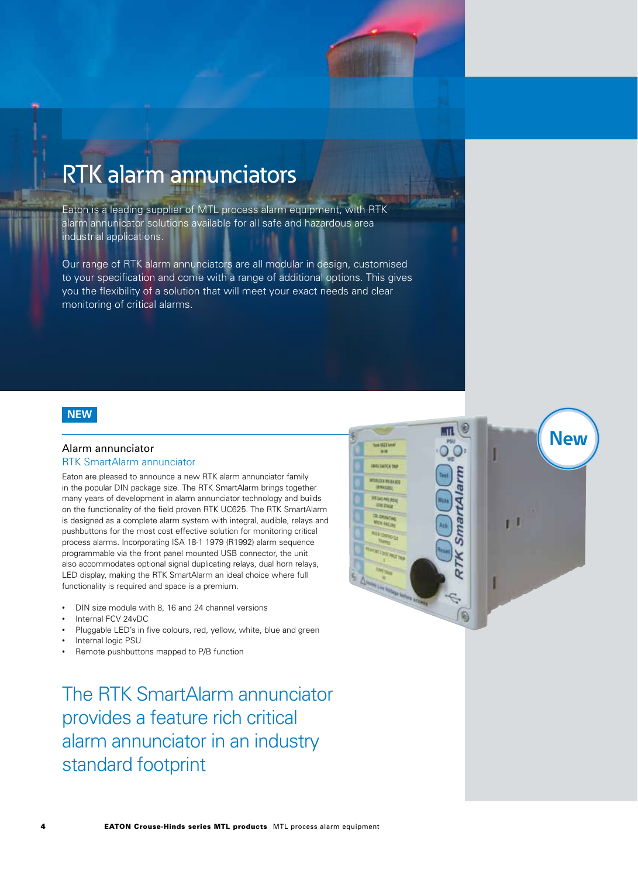# RTK alarm annunciators

Eaton is a leading supplier of MTL process alarm equipment, with RTK alarm annunicator solutions available for all safe and hazardous area industrial applications.

Our range of RTK alarm annunciators are all modular in design, customised to your specification and come with a range of additional options. This gives you the flexibility of a solution that will meet your exact needs and clear monitoring of critical alarms.

**NEW**

## Alarm annunciator

### RTK SmartAlarm annunciator

Eaton are pleased to announce a new RTK alarm annunciator family in the popular DIN package size. The RTK SmartAlarm brings together many years of development in alarm annunciator technology and builds on the functionality of the field proven RTK UC625. The RTK SmartAlarm is designed as a complete alarm system with integral, audible, relays and pushbuttons for the most cost effective solution for monitoring critical process alarms. Incorporating ISA 18-1 1979 (R1992) alarm sequence programmable via the front panel mounted USB connector, the unit also accommodates optional signal duplicating relays, dual horn relays, LED display, making the RTK SmartAlarm an ideal choice where full functionality is required and space is a premium.

- DIN size module with 8, 16 and 24 channel versions
- Internal FCV 24vDC
- Pluggable LED's in five colours, red, yellow, white, blue and green
- Internal logic PSU
- Remote pushbuttons mapped to P/B function

New

The RTK SmartAlarm annunciator provides a feature rich critical alarm annunciator in an industry standard footprint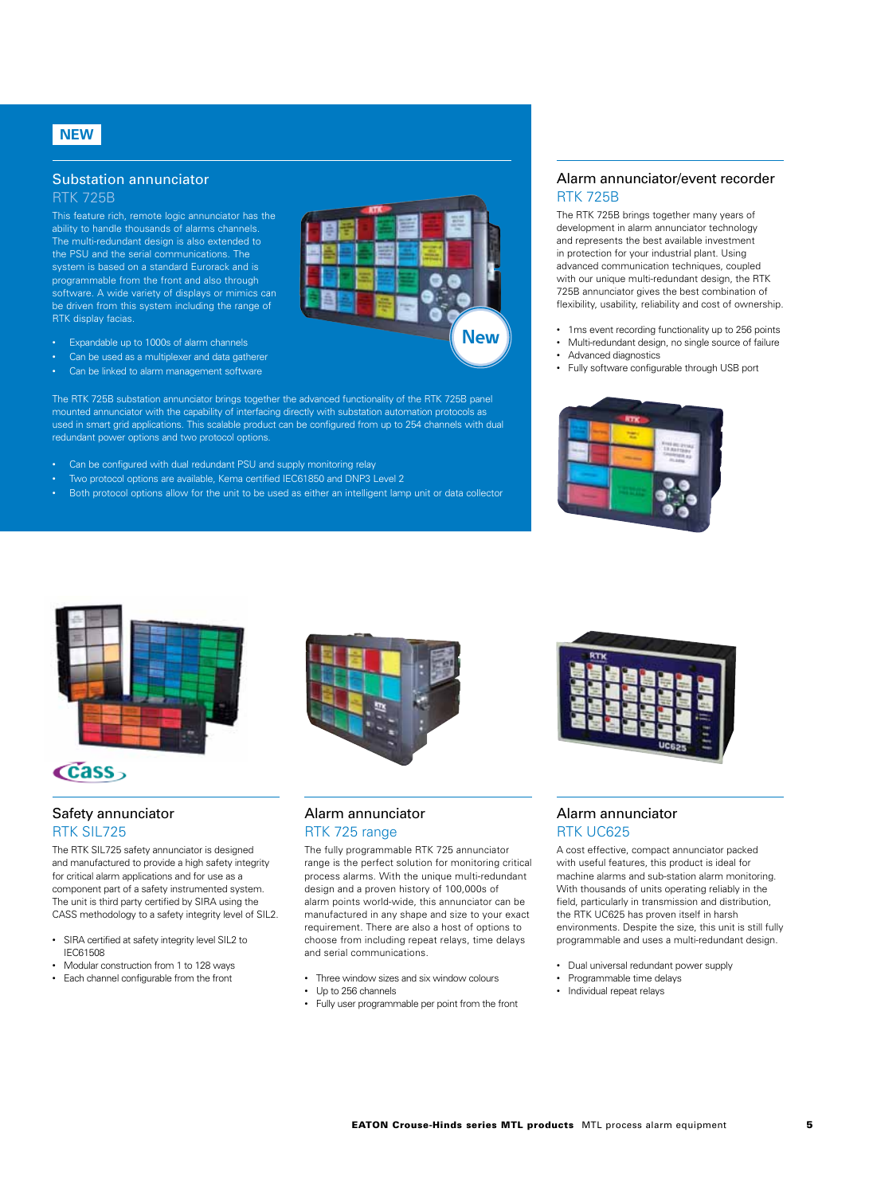NEW

## Substation annunciator

### RTK 725B

This feature rich, remote logic annunciator has the ability to handle thousands of alarms channels. The multi-redundant design is also extended to the PSU and the serial communications. The system is based on a standard Eurorack and is programmable from the front and also through software. A wide variety of displays or mimics can be driven from this system including the range of RTK display facias.

- Expandable up to 1000s of alarm channels
- Can be used as a multiplexer and data gatherer
- Can be linked to alarm management software

New

The RTK 725B substation annunciator brings together the advanced functionality of the RTK 725B panel mounted annunciator with the capability of interfacing directly with substation automation protocols as used in smart grid applications. This scalable product can be configured from up to 254 channels with dual redundant power options and two protocol options.

- Can be configured with dual redundant PSU and supply monitoring relay
- Two protocol options are available, Kema certified IEC61850 and DNP3 Level 2
- Both protocol options allow for the unit to be used as either an intelligent lamp unit or data collector

## Alarm annunciator/event recorder

### RTK 725B

The RTK 725B brings together many years of development in alarm annunciator technology and represents the best available investment in protection for your industrial plant. Using advanced communication techniques, coupled with our unique multi-redundant design, the RTK 725B annunciator gives the best combination of flexibility, usability, reliability and cost of ownership.

- 1ms event recording functionality up to 256 points
- Multi-redundant design, no single source of failure
- Advanced diagnostics
- Fully software configurable through USB port

## Safety annunciator

### RTK SIL725

The RTK SIL725 safety annunciator is designed and manufactured to provide a high safety integrity for critical alarm applications and for use as a component part of a safety instrumented system. The unit is third party certified by SIRA using the CASS methodology to a safety integrity level of SIL2.

- SIRA certified at safety integrity level SIL2 to IEC61508
- Modular construction from 1 to 128 ways
- Each channel configurable from the front

## Alarm annunciator

### RTK 725 range

The fully programmable RTK 725 annunciator range is the perfect solution for monitoring critical process alarms. With the unique multi-redundant design and a proven history of 100,000s of alarm points world-wide, this annunciator can be manufactured in any shape and size to your exact requirement. There are also a host of options to choose from including repeat relays, time delays and serial communications.

- Three window sizes and six window colours
- Up to 256 channels
- Fully user programmable per point from the front

## Alarm annunciator

### RTK UC625

A cost effective, compact annunciator packed with useful features, this product is ideal for machine alarms and sub-station alarm monitoring. With thousands of units operating reliably in the field, particularly in transmission and distribution, the RTK UC625 has proven itself in harsh environments. Despite the size, this unit is still fully programmable and uses a multi-redundant design.

- Dual universal redundant power supply
- Programmable time delays
- Individual repeat relays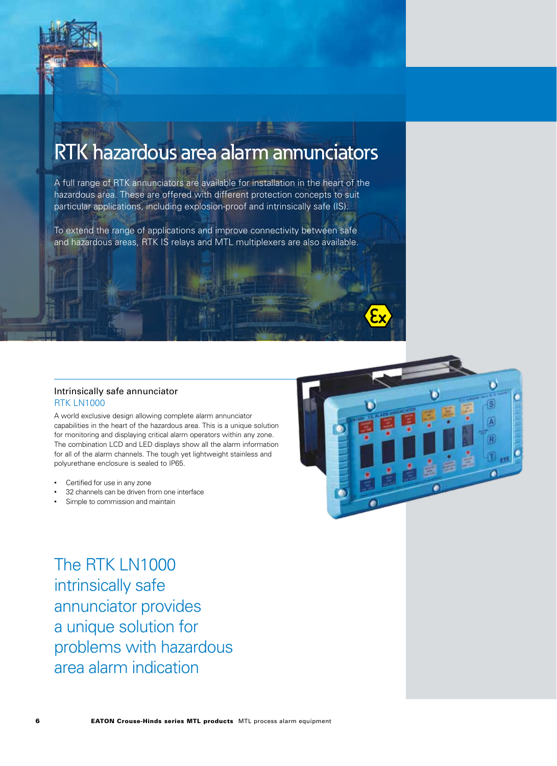# RTK hazardous area alarm annunciators

A full range of RTK annunciators are available for installation in the heart of the hazardous area. These are offered with different protection concepts to suit particular applications, including explosion-proof and intrinsically safe (IS).

To extend the range of applications and improve connectivity between safe and hazardous areas, RTK IS relays and MTL multiplexers are also available.

## Intrinsically safe annunciator

### RTK LN1000

A world exclusive design allowing complete alarm annunciator capabilities in the heart of the hazardous area. This is a unique solution for monitoring and displaying critical alarm operators within any zone. The combination LCD and LED displays show all the alarm information for all of the alarm channels. The tough yet lightweight stainless and polyurethane enclosure is sealed to IP65.

- Certified for use in any zone
- 32 channels can be driven from one interface
- Simple to commission and maintain

The RTK LN1000 intrinsically safe annunciator provides a unique solution for problems with hazardous area alarm indication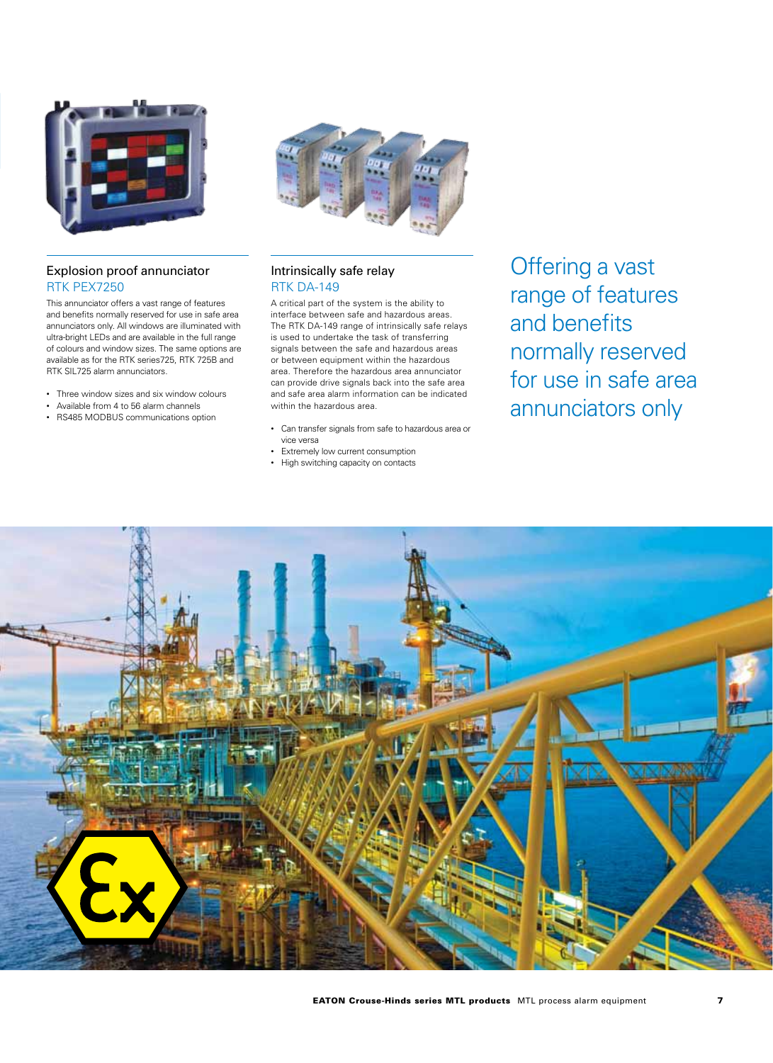## Explosion proof annunciator

### RTK PEX7250

This annunciator offers a vast range of features and benefits normally reserved for use in safe area annunciators only. All windows are illuminated with ultra-bright LEDs and are available in the full range of colours and window sizes. The same options are available as for the RTK series725, RTK 725B and RTK SIL725 alarm annunciators.

- Three window sizes and six window colours
- Available from 4 to 56 alarm channels
- RS485 MODBUS communications option

## Intrinsically safe relay

### RTK DA-149

A critical part of the system is the ability to interface between safe and hazardous areas. The RTK DA-149 range of intrinsically safe relays is used to undertake the task of transferring signals between the safe and hazardous areas or between equipment within the hazardous area. Therefore the hazardous area annunciator can provide drive signals back into the safe area and safe area alarm information can be indicated within the hazardous area.

- Can transfer signals from safe to hazardous area or vice versa
- Extremely low current consumption
- High switching capacity on contacts

Offering a vast range of features and benefits normally reserved for use in safe area annunciators only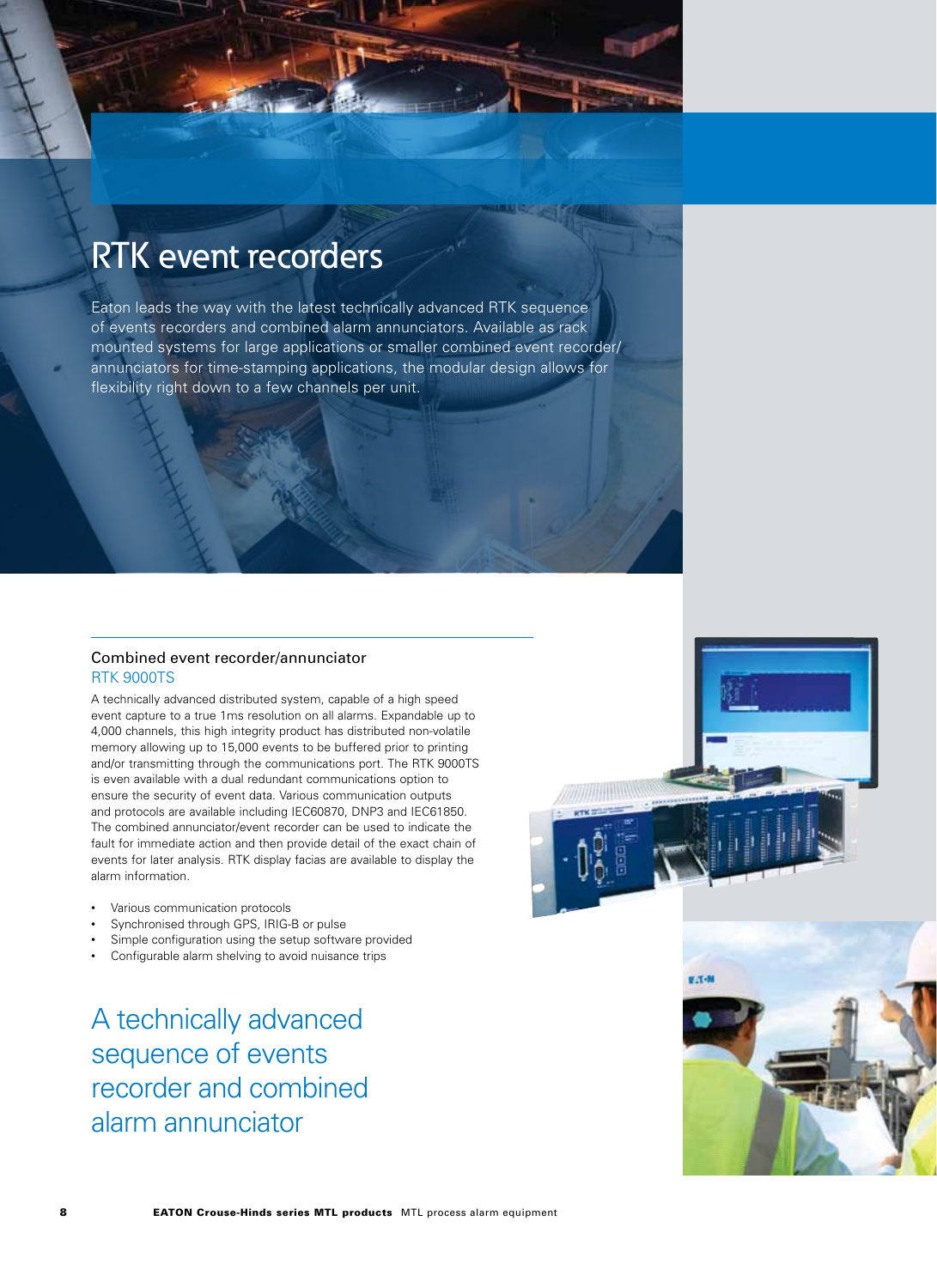# RTK event recorders

Eaton leads the way with the latest technically advanced RTK sequence of events recorders and combined alarm annunciators. Available as rack mounted systems for large applications or smaller combined event recorder/ annunciators for time-stamping applications, the modular design allows for flexibility right down to a few channels per unit.

## Combined event recorder/annunciator

### RTK 9000TS

A technically advanced distributed system, capable of a high speed event capture to a true 1ms resolution on all alarms. Expandable up to 4,000 channels, this high integrity product has distributed non-volatile memory allowing up to 15,000 events to be buffered prior to printing and/or transmitting through the communications port. The RTK 9000TS is even available with a dual redundant communications option to ensure the security of event data. Various communication outputs and protocols are available including IEC60870, DNP3 and IEC61850. The combined annunciator/event recorder can be used to indicate the fault for immediate action and then provide detail of the exact chain of events for later analysis. RTK display facias are available to display the alarm information.

- Various communication protocols
- Synchronised through GPS, IRIG-B or pulse
- Simple configuration using the setup software provided
- Configurable alarm shelving to avoid nuisance trips

A technically advanced sequence of events recorder and combined alarm annunciator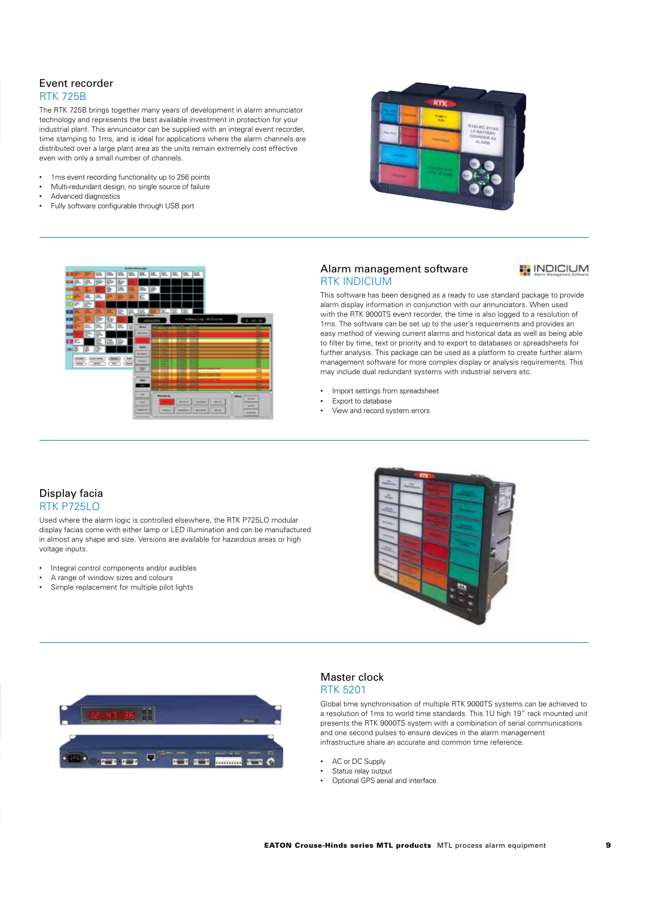## Event recorder

### RTK 725B

The RTK 725B brings together many years of development in alarm annunciator technology and represents the best available investment in protection for your industrial plant. This annunciator can be supplied with an integral event recorder, time stamping to 1ms, and is ideal for applications where the alarm channels are distributed over a large plant area as the units remain extremely cost effective even with only a small number of channels.

- 1ms event recording functionality up to 256 points
- Multi-redundant design, no single source of failure
- Advanced diagnostics
- Fully software configurable through USB port

## Alarm management software

### RTK INDICIUM

This software has been designed as a ready to use standard package to provide alarm display information in conjunction with our annunciators. When used with the RTK 9000TS event recorder, the time is also logged to a resolution of 1ms. The software can be set up to the user's requirements and provides an easy method of viewing current alarms and historical data as well as being able to filter by time, text or priority and to export to databases or spreadsheets for further analysis. This package can be used as a platform to create further alarm management software for more complex display or analysis requirements. This may include dual redundant systems with industrial servers etc.

- Import settings from spreadsheet
- Export to database
- View and record system errors

## Display facia

### RTK P725LO

Used where the alarm logic is controlled elsewhere, the RTK P725LO modular display facias come with either lamp or LED illumination and can be manufactured in almost any shape and size. Versions are available for hazardous areas or high voltage inputs.

- Integral control components and/or audibles
- A range of window sizes and colours
- Simple replacement for multiple pilot lights

## Master clock

### RTK 5201

Global time synchronisation of multiple RTK 9000TS systems can be achieved to a resolution of 1ms to world time standards. This 1U high 19" rack mounted unit presents the RTK 9000TS system with a combination of serial communications and one second pulses to ensure devices in the alarm management infrastructure share an accurate and common time reference.

- AC or DC Supply
- Status relay output
- Optional GPS aerial and interface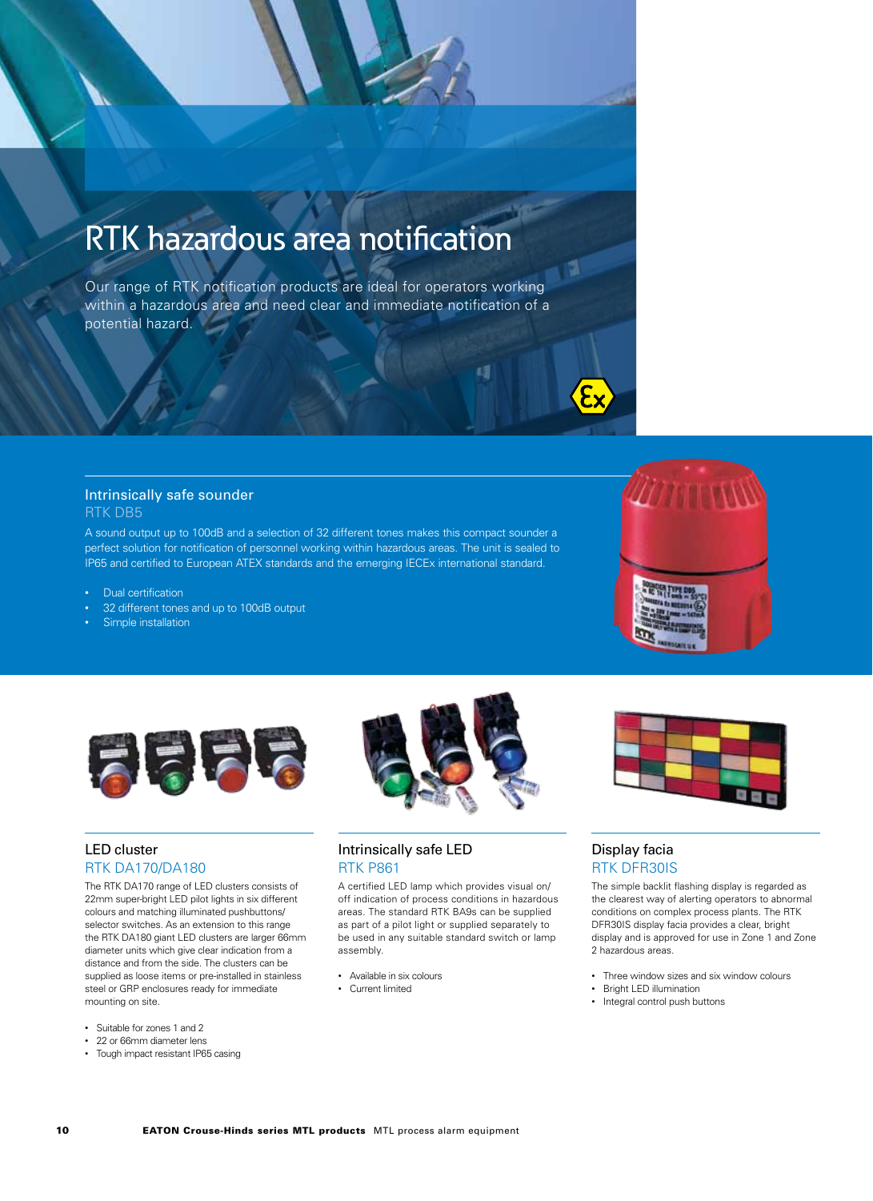# RTK hazardous area notification

Our range of RTK notification products are ideal for operators working within a hazardous area and need clear and immediate notification of a potential hazard.

## Intrinsically safe sounder

### RTK DB5

A sound output up to 100dB and a selection of 32 different tones makes this compact sounder a perfect solution for notification of personnel working within hazardous areas. The unit is sealed to IP65 and certified to European ATEX standards and the emerging IECEx international standard.

- Dual certification
- 32 different tones and up to 100dB output
- Simple installation

## LED cluster

### RTK DA170/DA180

The RTK DA170 range of LED clusters consists of 22mm super-bright LED pilot lights in six different colours and matching illuminated pushbuttons/ selector switches. As an extension to this range the RTK DA180 giant LED clusters are larger 66mm diameter units which give clear indication from a distance and from the side. The clusters can be supplied as loose items or pre-installed in stainless steel or GRP enclosures ready for immediate mounting on site.

- Suitable for zones 1 and 2
- 22 or 66mm diameter lens
- Tough impact resistant IP65 casing

## Intrinsically safe LED

### RTK P861

A certified LED lamp which provides visual on/ off indication of process conditions in hazardous areas. The standard RTK BA9s can be supplied as part of a pilot light or supplied separately to be used in any suitable standard switch or lamp assembly.

- Available in six colours
- Current limited

## Display facia

### RTK DFR30IS

The simple backlit flashing display is regarded as the clearest way of alerting operators to abnormal conditions on complex process plants. The RTK DFR30IS display facia provides a clear, bright display and is approved for use in Zone 1 and Zone 2 hazardous areas.

- Three window sizes and six window colours
- Bright LED illumination
- Integral control push buttons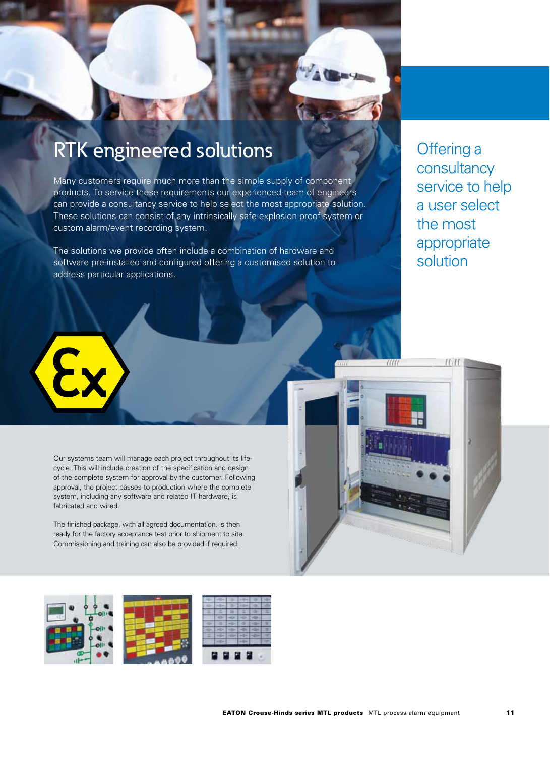# RTK engineered solutions

Many customers require much more than the simple supply of component products. To service these requirements our experienced team of engineers can provide a consultancy service to help select the most appropriate solution. These solutions can consist of any intrinsically safe explosion proof system or custom alarm/event recording system.

The solutions we provide often include a combination of hardware and software pre-installed and configured offering a customised solution to address particular applications.

Offering a consultancy service to help a user select the most appropriate solution

Our systems team will manage each project throughout its life-cycle. This will include creation of the specification and design of the complete system for approval by the customer. Following approval, the project passes to production where the complete system, including any software and related IT hardware, is fabricated and wired.

The finished package, with all agreed documentation, is then ready for the factory acceptance test prior to shipment to site. Commissioning and training can also be provided if required.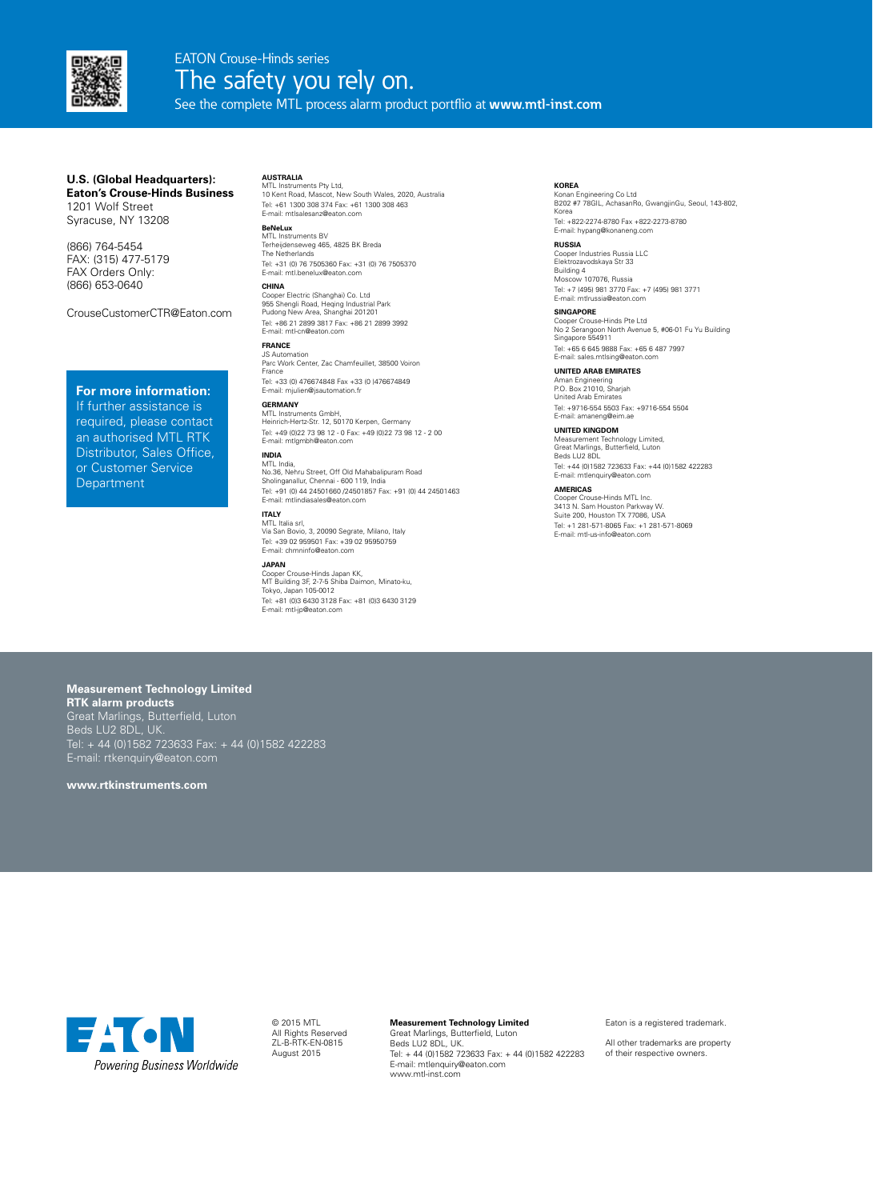EATON Crouse-Hinds series

# The safety you rely on.

See the complete MTL process alarm product portflio at **www.mtl-inst.com**

**U.S. (Global Headquarters):**
**Eaton's Crouse-Hinds Business**
1201 Wolf Street
Syracuse, NY 13208

(866) 764-5454
FAX: (315) 477-5179
FAX Orders Only:
(866) 653-0640

CrouseCustomerCTR@Eaton.com

**For more information:**
If further assistance is required, please contact an authorised MTL RTK Distributor, Sales Office, or Customer Service Department

**AUSTRALIA**
MTL Instruments Pty Ltd,
10 Kent Road, Mascot, New South Wales, 2020, Australia
Tel: +61 1300 308 374 Fax: +61 1300 308 463
E-mail: mtlsalesanz@eaton.com

**BeNeLux**
MTL Instruments BV
Terheijdenseweg 465, 4825 BK Breda
The Netherlands
Tel: +31 (0) 76 7505360 Fax: +31 (0) 76 7505370
E-mail: mtl.benelux@eaton.com

**CHINA**
Cooper Electric (Shanghai) Co. Ltd
955 Shengli Road, Heqing Industrial Park
Pudong New Area, Shanghai 201201
Tel: +86 21 2899 3817 Fax: +86 21 2899 3992
E-mail: mtl-cn@eaton.com

**FRANCE**
JS Automation
Parc Work Center, Zac Chamfeuillet, 38500 Voiron
France
Tel: +33 (0) 476674848 Fax +33 (0 )476674849
E-mail: mjulien@jsautomation.fr

**GERMANY**
MTL Instruments GmbH,
Heinrich-Hertz-Str. 12, 50170 Kerpen, Germany
Tel: +49 (0)22 73 98 12 - 0 Fax: +49 (0)22 73 98 12 - 2 00
E-mail: mtlgmbh@eaton.com

**INDIA**
MTL India,
No.36, Nehru Street, Off Old Mahabalipuram Road
Sholinganallur, Chennai - 600 119, India
Tel: +91 (0) 44 24501660 /24501857 Fax: +91 (0) 44 24501463
E-mail: mtlindiasales@eaton.com

**ITALY**
MTL Italia srl,
Via San Bovio, 3, 20090 Segrate, Milano, Italy
Tel: +39 02 959501 Fax: +39 02 95950759
E-mail: chmninfo@eaton.com

**JAPAN**
Cooper Crouse-Hinds Japan KK,
MT Building 3F, 2-7-5 Shiba Daimon, Minato-ku,
Tokyo, Japan 105-0012
Tel: +81 (0)3 6430 3128 Fax: +81 (0)3 6430 3129
E-mail: mtl-jp@eaton.com

**KOREA**
Konan Engineering Co Ltd
B202 #7 78GIL, AchasanRo, GwangjinGu, Seoul, 143-802, Korea
Tel: +822-2274-8780 Fax +822-2273-8780
E-mail: hypang@konaneng.com

**RUSSIA**
Cooper Industries Russia LLC
Elektrozavodskaya Str 33
Building 4
Moscow 107076, Russia
Tel: +7 (495) 981 3770 Fax: +7 (495) 981 3771
E-mail: mtlrussia@eaton.com

**SINGAPORE**
Cooper Crouse-Hinds Pte Ltd
No 2 Serangoon North Avenue 5, #06-01 Fu Yu Building
Singapore 554911
Tel: +65 6 645 9888 Fax: +65 6 487 7997
E-mail: sales.mtlsing@eaton.com

**UNITED ARAB EMIRATES**
Aman Engineering
P.O. Box 21010, Sharjah
United Arab Emirates
Tel: +9716-554 5503 Fax: +9716-554 5504
E-mail: amaneng@eim.ae

**UNITED KINGDOM**
Measurement Technology Limited,
Great Marlings, Butterfield, Luton
Beds LU2 8DL
Tel: +44 (0)1582 723633 Fax: +44 (0)1582 422283
E-mail: mtlenquiry@eaton.com

**AMERICAS**
Cooper Crouse-Hinds MTL Inc.
3413 N. Sam Houston Parkway W.
Suite 200, Houston TX 77086, USA
Tel: +1 281-571-8065 Fax: +1 281-571-8069
E-mail: mtl-us-info@eaton.com

**Measurement Technology Limited**
**RTK alarm products**
Great Marlings, Butterfield, Luton
Beds LU2 8DL, UK.
Tel: + 44 (0)1582 723633 Fax: + 44 (0)1582 422283
E-mail: rtkenquiry@eaton.com

**www.rtkinstruments.com**

EATON
*Powering Business Worldwide*

© 2015 MTL
All Rights Reserved
ZL-B-RTK-EN-0815
August 2015

**Measurement Technology Limited**
Great Marlings, Butterfield, Luton
Beds LU2 8DL, UK.
Tel: + 44 (0)1582 723633 Fax: + 44 (0)1582 422283
E-mail: mtlenquiry@eaton.com
www.mtl-inst.com

Eaton is a registered trademark.

All other trademarks are property of their respective owners.